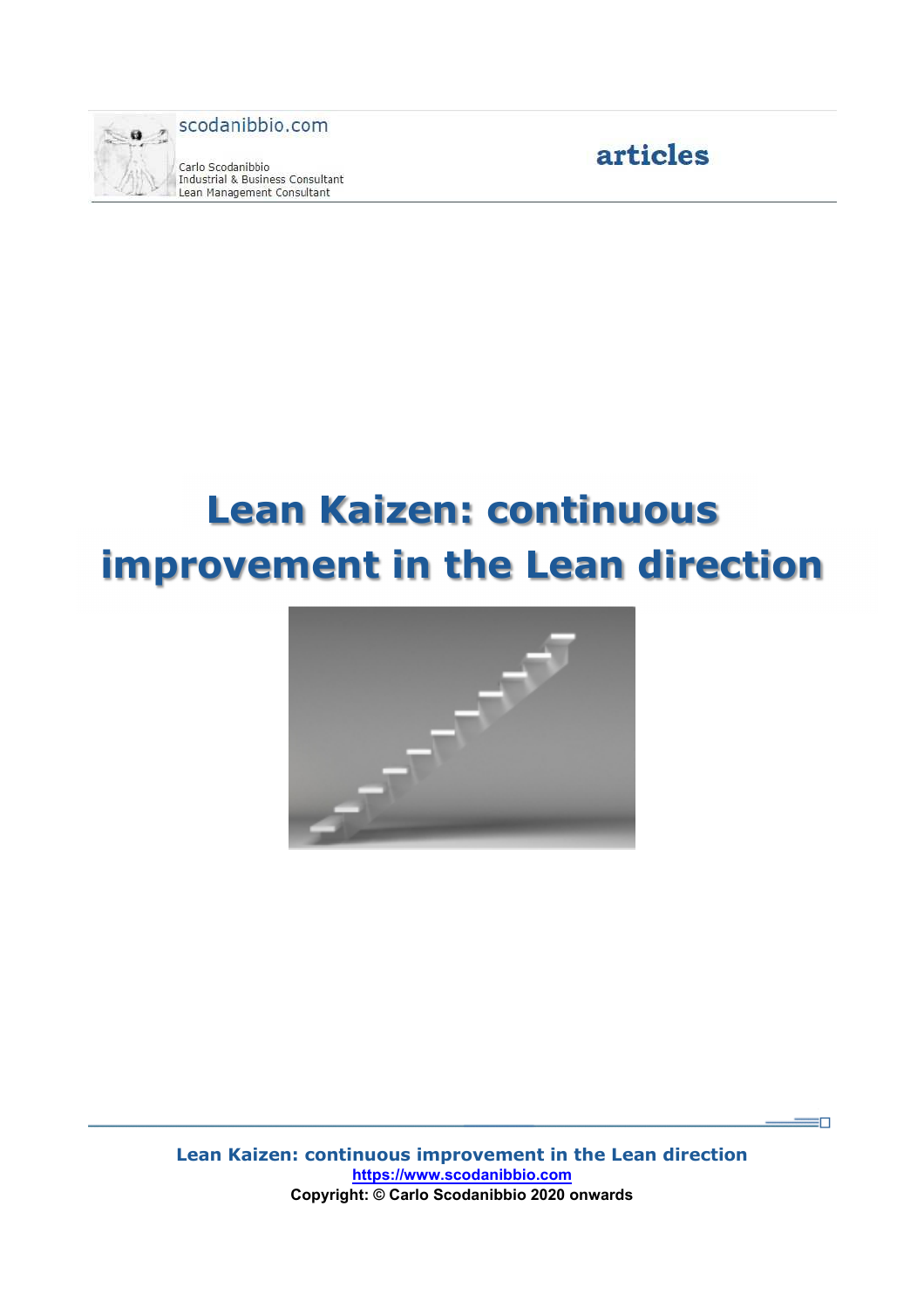scodanibbio.com

Carlo Scodanibbio
Industrial & Business Consultant
Lean Management Consultant

**articles**

# Lean Kaizen: continuous improvement in the Lean direction

**Lean Kaizen: continuous improvement in the Lean direction**
https://www.scodanibbio.com
**Copyright: © Carlo Scodanibbio 2020 onwards**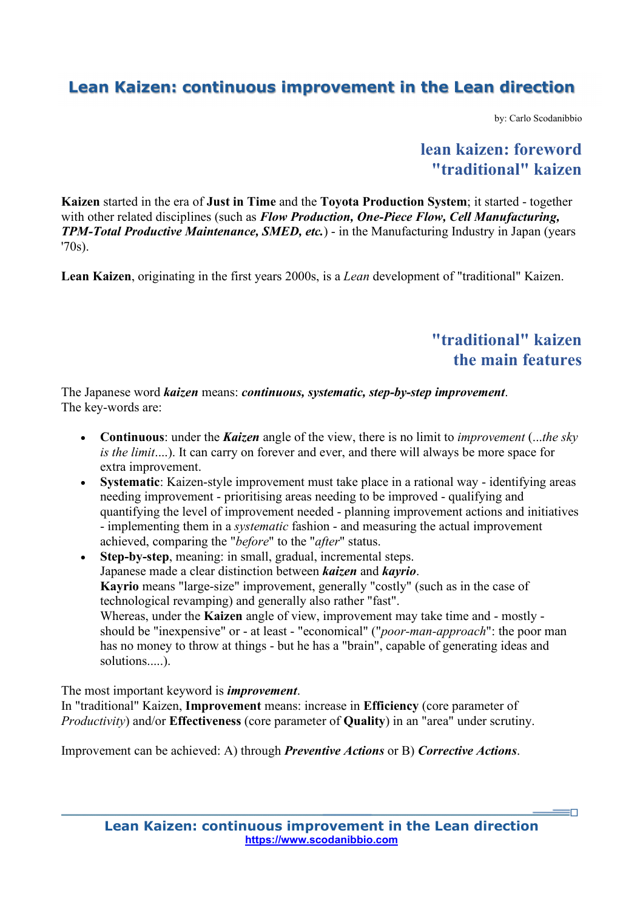# Lean Kaizen: continuous improvement in the Lean direction

by: Carlo Scodanibbio

## lean kaizen: foreword
## "traditional" kaizen

**Kaizen** started in the era of **Just in Time** and the **Toyota Production System**; it started - together with other related disciplines (such as ***Flow Production, One-Piece Flow, Cell Manufacturing, TPM-Total Productive Maintenance, SMED, etc.***) - in the Manufacturing Industry in Japan (years '70s).

**Lean Kaizen**, originating in the first years 2000s, is a *Lean* development of "traditional" Kaizen.

## "traditional" kaizen
## the main features

The Japanese word ***kaizen*** means: ***continuous, systematic, step-by-step improvement***.
The key-words are:

- **Continuous**: under the ***Kaizen*** angle of the view, there is no limit to *improvement* (*...the sky is the limit....*). It can carry on forever and ever, and there will always be more space for extra improvement.
- **Systematic**: Kaizen-style improvement must take place in a rational way - identifying areas needing improvement - prioritising areas needing to be improved - qualifying and quantifying the level of improvement needed - planning improvement actions and initiatives - implementing them in a *systematic* fashion - and measuring the actual improvement achieved, comparing the "*before*" to the "*after*" status.
- **Step-by-step**, meaning: in small, gradual, incremental steps.
  Japanese made a clear distinction between ***kaizen*** and ***kayrio***.
  **Kayrio** means "large-size" improvement, generally "costly" (such as in the case of technological revamping) and generally also rather "fast".
  Whereas, under the **Kaizen** angle of view, improvement may take time and - mostly - should be "inexpensive" or - at least - "economical" ("*poor-man-approach*": the poor man has no money to throw at things - but he has a "brain", capable of generating ideas and solutions.....).

The most important keyword is ***improvement***.
In "traditional" Kaizen, **Improvement** means: increase in **Efficiency** (core parameter of *Productivity*) and/or **Effectiveness** (core parameter of **Quality**) in an "area" under scrutiny.

Improvement can be achieved: A) through ***Preventive Actions*** or B) ***Corrective Actions***.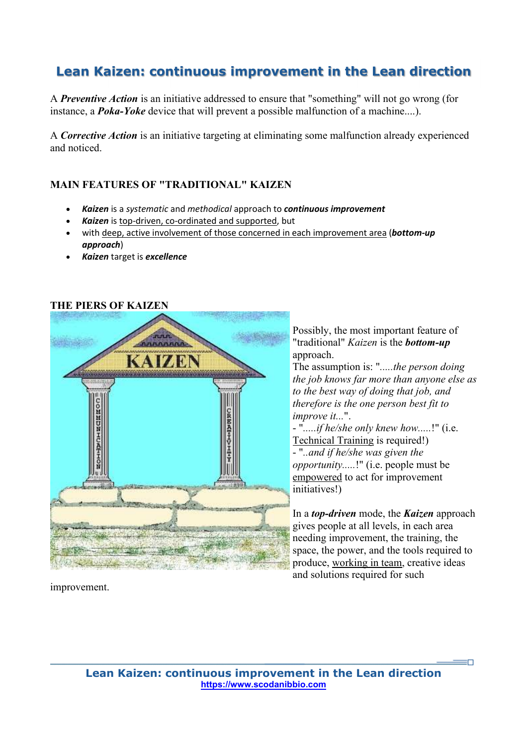## Lean Kaizen: continuous improvement in the Lean direction

A ***Preventive Action*** is an initiative addressed to ensure that "something" will not go wrong (for instance, a ***Poka-Yoke*** device that will prevent a possible malfunction of a machine....).

A ***Corrective Action*** is an initiative targeting at eliminating some malfunction already experienced and noticed.

### MAIN FEATURES OF "TRADITIONAL" KAIZEN

- ***Kaizen*** is a *systematic* and *methodical* approach to ***continuous improvement***
- ***Kaizen*** is top-driven, co-ordinated and supported, but
- with deep, active involvement of those concerned in each improvement area (***bottom-up approach***)
- ***Kaizen*** target is ***excellence***

### THE PIERS OF KAIZEN

Possibly, the most important feature of "traditional" *Kaizen* is the ***bottom-up*** approach.

The assumption is: "*.....the person doing the job knows far more than anyone else as to the best way of doing that job, and therefore is the one person best fit to improve it...*".

- "*.....if he/she only knew how.....*!" (i.e. Technical Training is required!)
- "*..and if he/she was given the opportunity.....*!" (i.e. people must be empowered to act for improvement initiatives!)

In a ***top-driven*** mode, the ***Kaizen*** approach gives people at all levels, in each area needing improvement, the training, the space, the power, and the tools required to produce, working in team, creative ideas and solutions required for such improvement.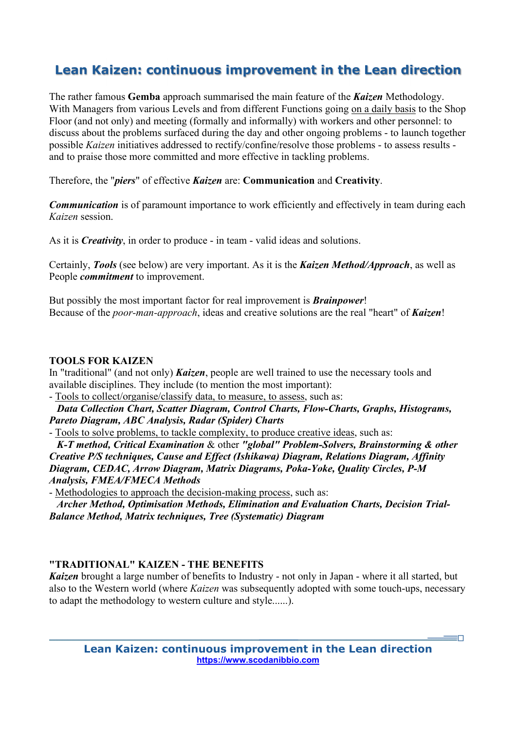## Lean Kaizen: continuous improvement in the Lean direction

The rather famous **Gemba** approach summarised the main feature of the ***Kaizen*** Methodology. With Managers from various Levels and from different Functions going on a daily basis to the Shop Floor (and not only) and meeting (formally and informally) with workers and other personnel: to discuss about the problems surfaced during the day and other ongoing problems - to launch together possible *Kaizen* initiatives addressed to rectify/confine/resolve those problems - to assess results - and to praise those more committed and more effective in tackling problems.

Therefore, the "***piers***" of effective ***Kaizen*** are: **Communication** and **Creativity**.

***Communication*** is of paramount importance to work efficiently and effectively in team during each *Kaizen* session.

As it is ***Creativity***, in order to produce - in team - valid ideas and solutions.

Certainly, ***Tools*** (see below) are very important. As it is the ***Kaizen Method/Approach***, as well as People ***commitment*** to improvement.

But possibly the most important factor for real improvement is ***Brainpower***!
Because of the *poor-man-approach*, ideas and creative solutions are the real "heart" of ***Kaizen***!

**TOOLS FOR KAIZEN**

In "traditional" (and not only) ***Kaizen***, people are well trained to use the necessary tools and available disciplines. They include (to mention the most important):

- Tools to collect/organise/classify data, to measure, to assess, such as:
  ***Data Collection Chart, Scatter Diagram, Control Charts, Flow-Charts, Graphs, Histograms, Pareto Diagram, ABC Analysis, Radar (Spider) Charts***
- Tools to solve problems, to tackle complexity, to produce creative ideas, such as:
  ***K-T method, Critical Examination*** & other ***"global" Problem-Solvers, Brainstorming & other Creative P/S techniques, Cause and Effect (Ishikawa) Diagram, Relations Diagram, Affinity Diagram, CEDAC, Arrow Diagram, Matrix Diagrams, Poka-Yoke, Quality Circles, P-M Analysis, FMEA/FMECA Methods***
- Methodologies to approach the decision-making process, such as:
  ***Archer Method, Optimisation Methods, Elimination and Evaluation Charts, Decision Trial-Balance Method, Matrix techniques, Tree (Systematic) Diagram***

**"TRADITIONAL" KAIZEN - THE BENEFITS**

***Kaizen*** brought a large number of benefits to Industry - not only in Japan - where it all started, but also to the Western world (where *Kaizen* was subsequently adopted with some touch-ups, necessary to adapt the methodology to western culture and style......).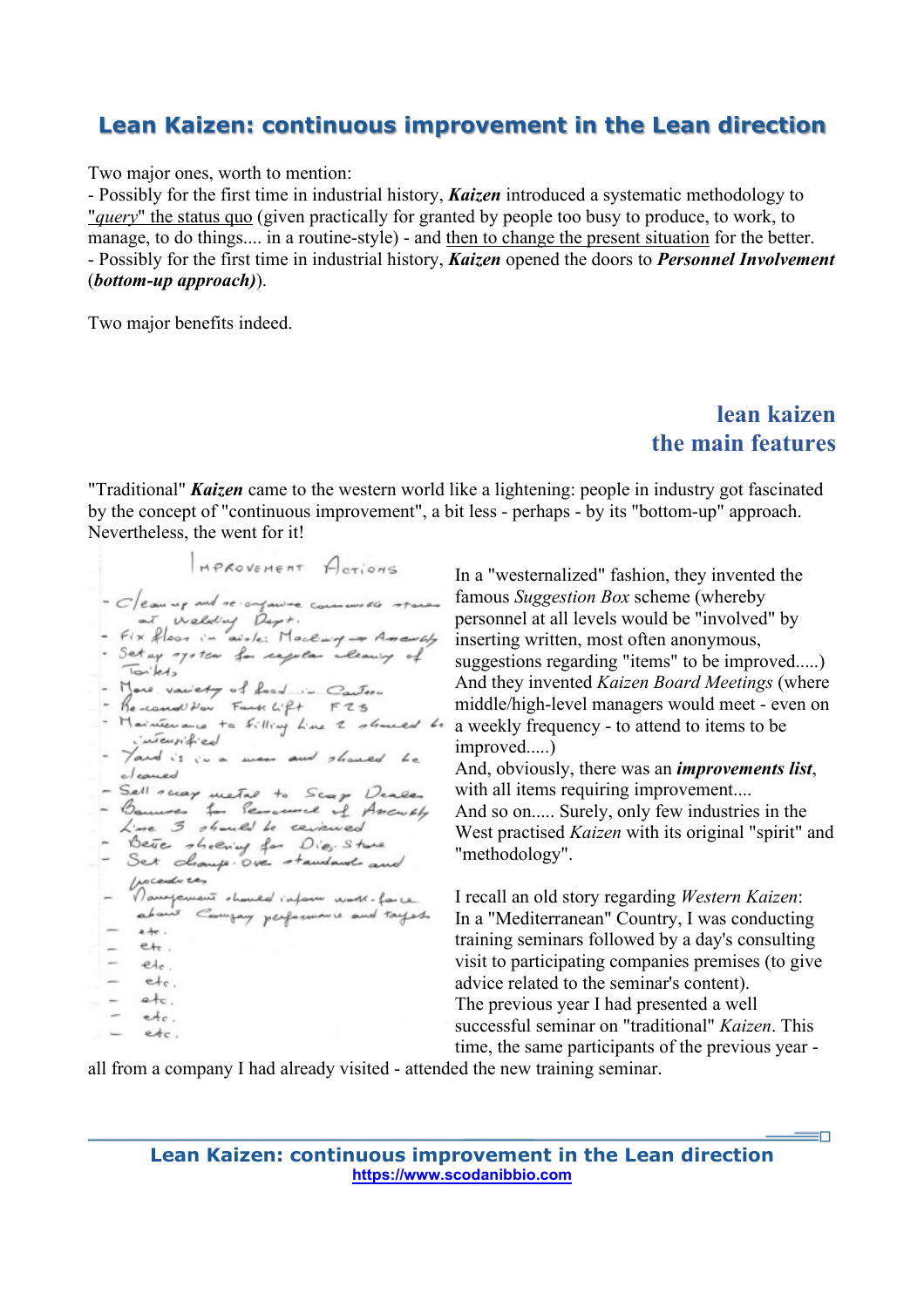Two major ones, worth to mention:
- Possibly for the first time in industrial history, ***Kaizen*** introduced a systematic methodology to "*query*" the status quo (given practically for granted by people too busy to produce, to work, to manage, to do things.... in a routine-style) - and then to change the present situation for the better.
- Possibly for the first time in industrial history, ***Kaizen*** opened the doors to ***Personnel Involvement*** (***bottom-up approach)***).

Two major benefits indeed.

## lean kaizen
## the main features

"Traditional" ***Kaizen*** came to the western world like a lightening: people in industry got fascinated by the concept of "continuous improvement", a bit less - perhaps - by its "bottom-up" approach. Nevertheless, the went for it!

IMPROVEMENT ACTIONS

- Clean up and re-organise consumables stores at Welding Dept.
- Fix floor in aisle: Machining → Assembly
- Set up system for regular cleaning of Toilets
- More variety of food in Canteen
- Re-condition Fork Lift F23
- Maintenance to Filling Line 2 should be intensified
- Yard is in a mess and should be cleaned
- Sell scrap metal to Scrap Dealer
- Bonuses for Personnel of Assembly Line 3 should be reviewed
- Better shelving for Dies Store
- Set change-over standards and procedures
- Management should inform work-force about Company performance and targets
- etc.
- etc.
- etc.
- etc.
- etc.
- etc.
- etc.

In a "westernalized" fashion, they invented the famous *Suggestion Box* scheme (whereby personnel at all levels would be "involved" by inserting written, most often anonymous, suggestions regarding "items" to be improved.....)
And they invented *Kaizen Board Meetings* (where middle/high-level managers would meet - even on a weekly frequency - to attend to items to be improved.....)
And, obviously, there was an ***improvements list***, with all items requiring improvement....
And so on..... Surely, only few industries in the West practised *Kaizen* with its original "spirit" and "methodology".

I recall an old story regarding *Western Kaizen*:
In a "Mediterranean" Country, I was conducting training seminars followed by a day's consulting visit to participating companies premises (to give advice related to the seminar's content).
The previous year I had presented a well successful seminar on "traditional" *Kaizen*. This time, the same participants of the previous year - all from a company I had already visited - attended the new training seminar.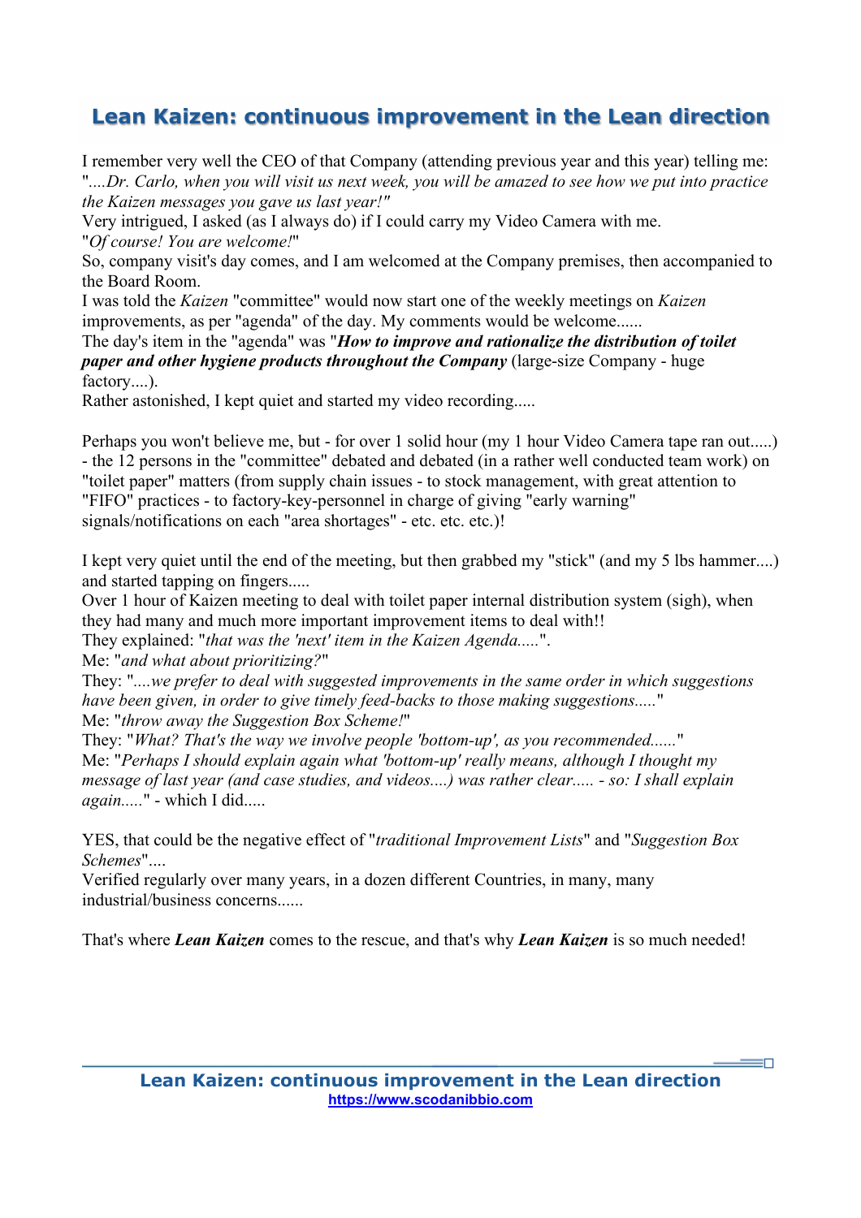## Lean Kaizen: continuous improvement in the Lean direction

I remember very well the CEO of that Company (attending previous year and this year) telling me: "*....Dr. Carlo, when you will visit us next week, you will be amazed to see how we put into practice the Kaizen messages you gave us last year!"*

Very intrigued, I asked (as I always do) if I could carry my Video Camera with me.

"*Of course! You are welcome!*"

So, company visit's day comes, and I am welcomed at the Company premises, then accompanied to the Board Room.

I was told the *Kaizen* "committee" would now start one of the weekly meetings on *Kaizen* improvements, as per "agenda" of the day. My comments would be welcome......

The day's item in the "agenda" was "***How to improve and rationalize the distribution of toilet paper and other hygiene products throughout the Company*** (large-size Company - huge factory....).

Rather astonished, I kept quiet and started my video recording.....

Perhaps you won't believe me, but - for over 1 solid hour (my 1 hour Video Camera tape ran out.....) - the 12 persons in the "committee" debated and debated (in a rather well conducted team work) on "toilet paper" matters (from supply chain issues - to stock management, with great attention to "FIFO" practices - to factory-key-personnel in charge of giving "early warning" signals/notifications on each "area shortages" - etc. etc. etc.)!

I kept very quiet until the end of the meeting, but then grabbed my "stick" (and my 5 lbs hammer....) and started tapping on fingers.....

Over 1 hour of Kaizen meeting to deal with toilet paper internal distribution system (sigh), when they had many and much more important improvement items to deal with!!

They explained: "*that was the 'next' item in the Kaizen Agenda.....*".

Me: "*and what about prioritizing?*"

They: "*....we prefer to deal with suggested improvements in the same order in which suggestions have been given, in order to give timely feed-backs to those making suggestions.....*"

Me: "*throw away the Suggestion Box Scheme!*"

They: "*What? That's the way we involve people 'bottom-up', as you recommended......*"

Me: "*Perhaps I should explain again what 'bottom-up' really means, although I thought my message of last year (and case studies, and videos....) was rather clear..... - so: I shall explain again.....*" - which I did.....

YES, that could be the negative effect of "*traditional Improvement Lists*" and "*Suggestion Box Schemes*"....

Verified regularly over many years, in a dozen different Countries, in many, many industrial/business concerns......

That's where ***Lean Kaizen*** comes to the rescue, and that's why ***Lean Kaizen*** is so much needed!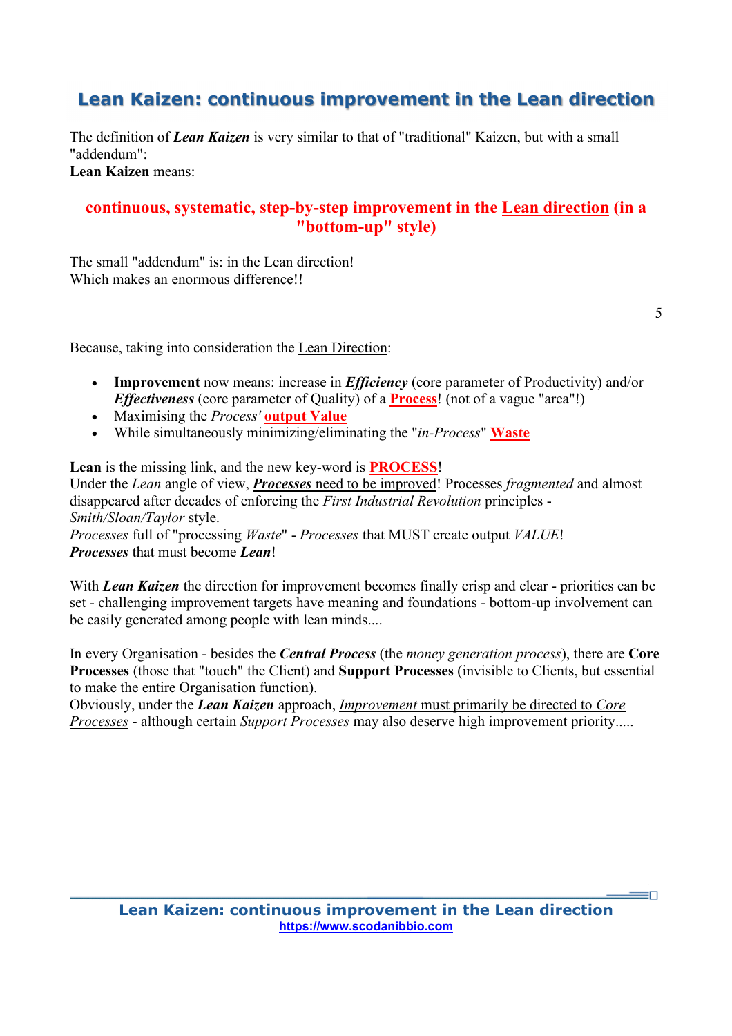## Lean Kaizen: continuous improvement in the Lean direction

The definition of ***Lean Kaizen*** is very similar to that of "traditional" Kaizen, but with a small "addendum":
**Lean Kaizen** means:

**continuous, systematic, step-by-step improvement in the Lean direction (in a "bottom-up" style)**

The small "addendum" is: in the Lean direction!
Which makes an enormous difference!!

Because, taking into consideration the Lean Direction:

- **Improvement** now means: increase in ***Efficiency*** (core parameter of Productivity) and/or ***Effectiveness*** (core parameter of Quality) of a **Process**! (not of a vague "area"!)
- Maximising the *Process'* **output Value**
- While simultaneously minimizing/eliminating the "*in-Process*" **Waste**

**Lean** is the missing link, and the new key-word is **PROCESS**!
Under the *Lean* angle of view, ***Processes*** need to be improved! Processes *fragmented* and almost disappeared after decades of enforcing the *First Industrial Revolution* principles - *Smith/Sloan/Taylor* style.
*Processes* full of "processing *Waste*" - *Processes* that MUST create output *VALUE*!
***Processes*** that must become ***Lean***!

With ***Lean Kaizen*** the direction for improvement becomes finally crisp and clear - priorities can be set - challenging improvement targets have meaning and foundations - bottom-up involvement can be easily generated among people with lean minds....

In every Organisation - besides the ***Central Process*** (the *money generation process*), there are **Core Processes** (those that "touch" the Client) and **Support Processes** (invisible to Clients, but essential to make the entire Organisation function).
Obviously, under the ***Lean Kaizen*** approach, *Improvement* must primarily be directed to *Core Processes* - although certain *Support Processes* may also deserve high improvement priority.....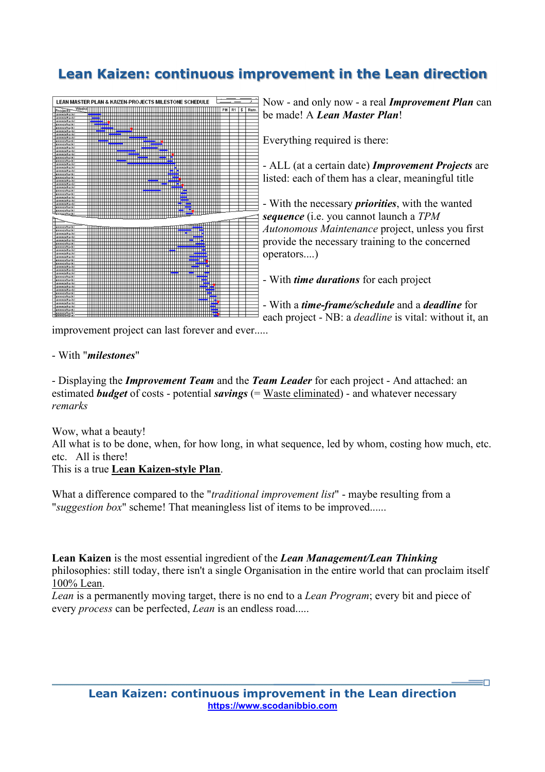# Lean Kaizen: continuous improvement in the Lean direction

Now - and only now - a real ***Improvement Plan*** can be made! A ***Lean Master Plan***!

Everything required is there:

- ALL (at a certain date) ***Improvement Projects*** are listed: each of them has a clear, meaningful title

- With the necessary ***priorities***, with the wanted ***sequence*** (i.e. you cannot launch a *TPM Autonomous Maintenance* project, unless you first provide the necessary training to the concerned operators....)

- With ***time durations*** for each project

- With a ***time-frame/schedule*** and a ***deadline*** for each project - NB: a *deadline* is vital: without it, an improvement project can last forever and ever.....

- With "***milestones***"

- Displaying the ***Improvement Team*** and the ***Team Leader*** for each project - And attached: an estimated ***budget*** of costs - potential ***savings*** (= Waste eliminated) - and whatever necessary *remarks*

Wow, what a beauty!
All what is to be done, when, for how long, in what sequence, led by whom, costing how much, etc. etc. All is there!
This is a true **Lean Kaizen-style Plan**.

What a difference compared to the "*traditional improvement list*" - maybe resulting from a "*suggestion box*" scheme! That meaningless list of items to be improved......

**Lean Kaizen** is the most essential ingredient of the ***Lean Management/Lean Thinking*** philosophies: still today, there isn't a single Organisation in the entire world that can proclaim itself 100% Lean.
*Lean* is a permanently moving target, there is no end to a *Lean Program*; every bit and piece of every *process* can be perfected, *Lean* is an endless road.....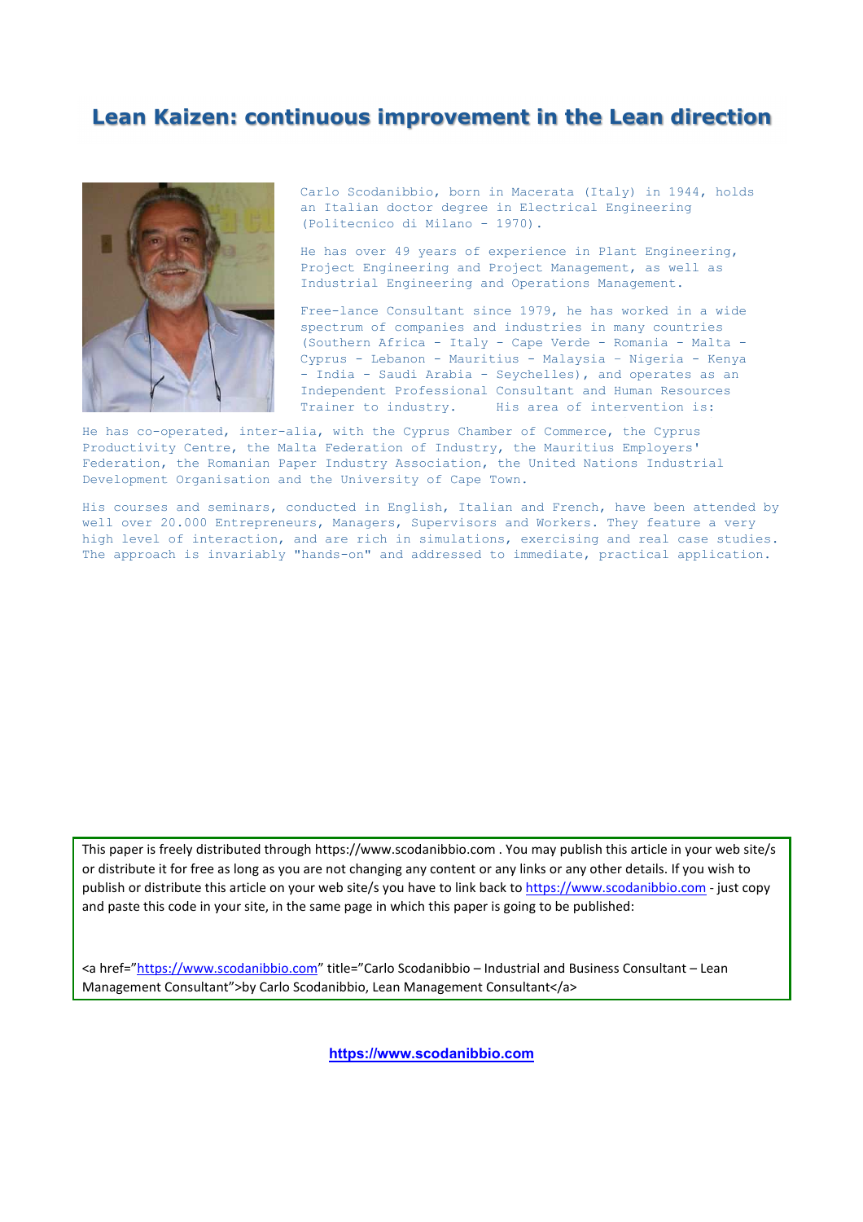## Lean Kaizen: continuous improvement in the Lean direction

Carlo Scodanibbio, born in Macerata (Italy) in 1944, holds an Italian doctor degree in Electrical Engineering (Politecnico di Milano - 1970).

He has over 49 years of experience in Plant Engineering, Project Engineering and Project Management, as well as Industrial Engineering and Operations Management.

Free-lance Consultant since 1979, he has worked in a wide spectrum of companies and industries in many countries (Southern Africa - Italy - Cape Verde - Romania - Malta - Cyprus - Lebanon - Mauritius - Malaysia – Nigeria - Kenya - India - Saudi Arabia - Seychelles), and operates as an Independent Professional Consultant and Human Resources Trainer to industry. His area of intervention is:

He has co-operated, inter-alia, with the Cyprus Chamber of Commerce, the Cyprus Productivity Centre, the Malta Federation of Industry, the Mauritius Employers' Federation, the Romanian Paper Industry Association, the United Nations Industrial Development Organisation and the University of Cape Town.

His courses and seminars, conducted in English, Italian and French, have been attended by well over 20.000 Entrepreneurs, Managers, Supervisors and Workers. They feature a very high level of interaction, and are rich in simulations, exercising and real case studies. The approach is invariably "hands-on" and addressed to immediate, practical application.

This paper is freely distributed through https://www.scodanibbio.com . You may publish this article in your web site/s or distribute it for free as long as you are not changing any content or any links or any other details. If you wish to publish or distribute this article on your web site/s you have to link back to https://www.scodanibbio.com - just copy and paste this code in your site, in the same page in which this paper is going to be published:

<a href="https://www.scodanibbio.com" title="Carlo Scodanibbio – Industrial and Business Consultant – Lean Management Consultant">by Carlo Scodanibbio, Lean Management Consultant</a>

**https://www.scodanibbio.com**